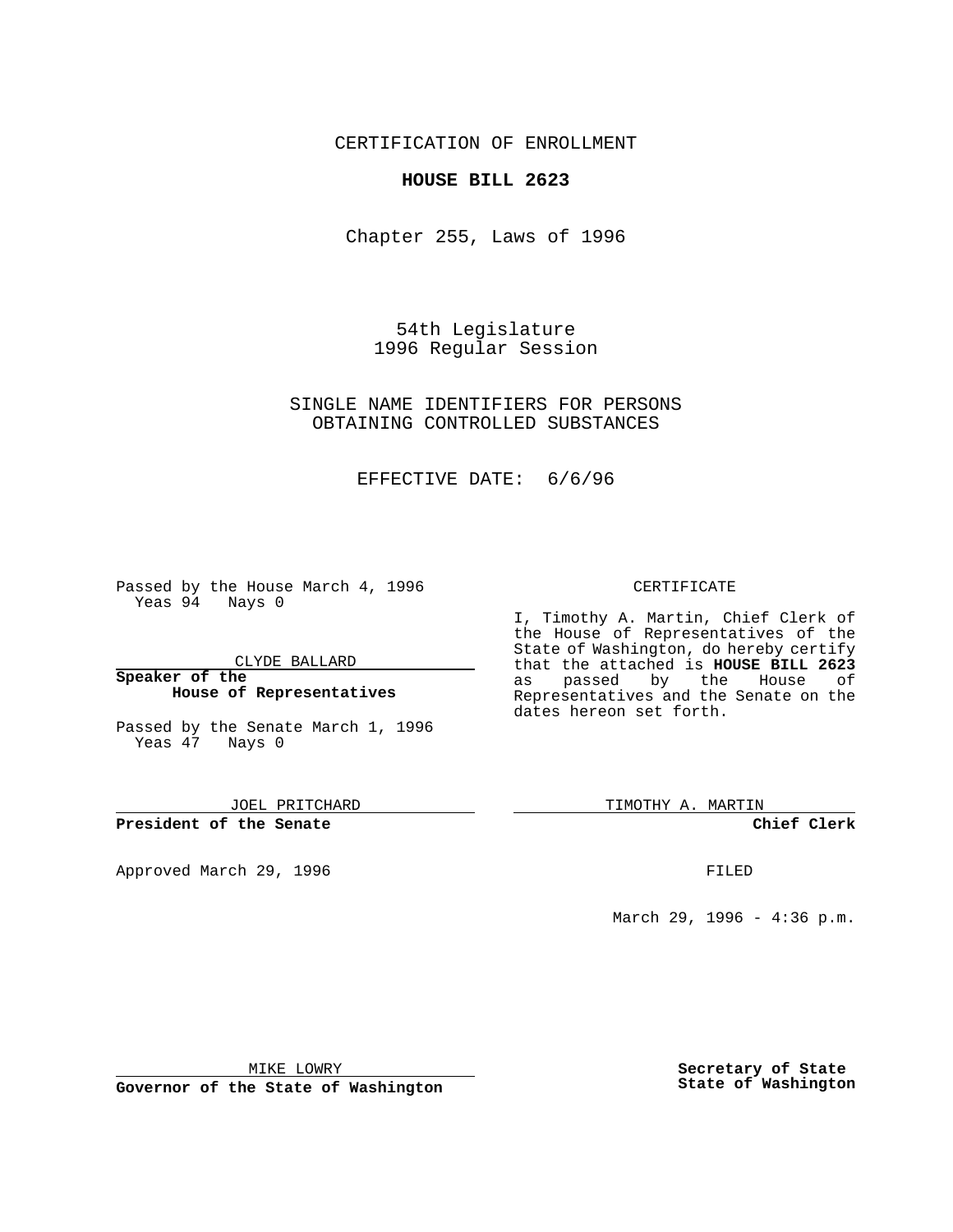CERTIFICATION OF ENROLLMENT

**HOUSE BILL 2623**

Chapter 255, Laws of 1996

54th Legislature
1996 Regular Session

SINGLE NAME IDENTIFIERS FOR PERSONS OBTAINING CONTROLLED SUBSTANCES

EFFECTIVE DATE: 6/6/96

Passed by the House March 4, 1996
Yeas 94 Nays 0

CLYDE BALLARD

**Speaker of the House of Representatives**

Passed by the Senate March 1, 1996
Yeas 47 Nays 0

JOEL PRITCHARD

**President of the Senate**

Approved March 29, 1996

MIKE LOWRY

**Governor of the State of Washington**

CERTIFICATE

I, Timothy A. Martin, Chief Clerk of the House of Representatives of the State of Washington, do hereby certify that the attached is **HOUSE BILL 2623** as passed by the House of Representatives and the Senate on the dates hereon set forth.

TIMOTHY A. MARTIN

**Chief Clerk**

FILED

March 29, 1996 - 4:36 p.m.

**Secretary of State**
**State of Washington**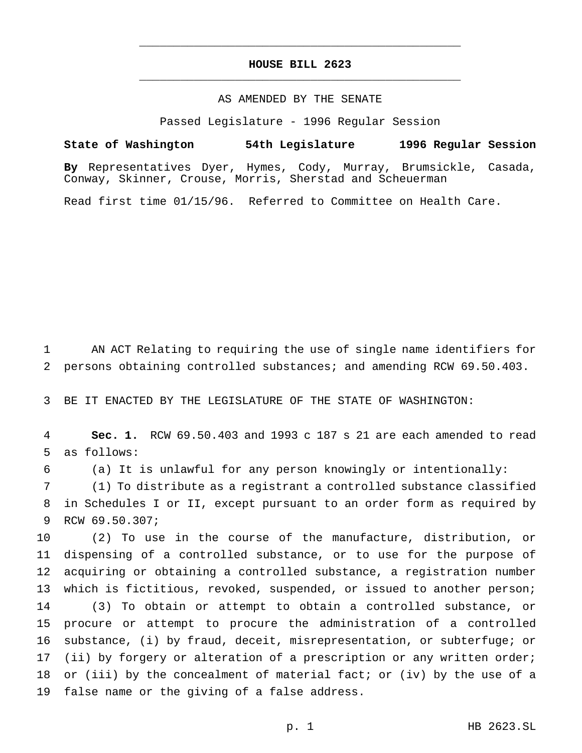# HOUSE BILL 2623

AS AMENDED BY THE SENATE

Passed Legislature - 1996 Regular Session

**State of Washington 54th Legislature 1996 Regular Session**

**By** Representatives Dyer, Hymes, Cody, Murray, Brumsickle, Casada, Conway, Skinner, Crouse, Morris, Sherstad and Scheuerman

Read first time 01/15/96. Referred to Committee on Health Care.

1 AN ACT Relating to requiring the use of single name identifiers for
2 persons obtaining controlled substances; and amending RCW 69.50.403.

3 BE IT ENACTED BY THE LEGISLATURE OF THE STATE OF WASHINGTON:

4 **Sec. 1.** RCW 69.50.403 and 1993 c 187 s 21 are each amended to read
5 as follows:

6 (a) It is unlawful for any person knowingly or intentionally:

7 (1) To distribute as a registrant a controlled substance classified
8 in Schedules I or II, except pursuant to an order form as required by
9 RCW 69.50.307;

10 (2) To use in the course of the manufacture, distribution, or
11 dispensing of a controlled substance, or to use for the purpose of
12 acquiring or obtaining a controlled substance, a registration number
13 which is fictitious, revoked, suspended, or issued to another person;

14 (3) To obtain or attempt to obtain a controlled substance, or
15 procure or attempt to procure the administration of a controlled
16 substance, (i) by fraud, deceit, misrepresentation, or subterfuge; or
17 (ii) by forgery or alteration of a prescription or any written order;
18 or (iii) by the concealment of material fact; or (iv) by the use of a
19 false name or the giving of a false address.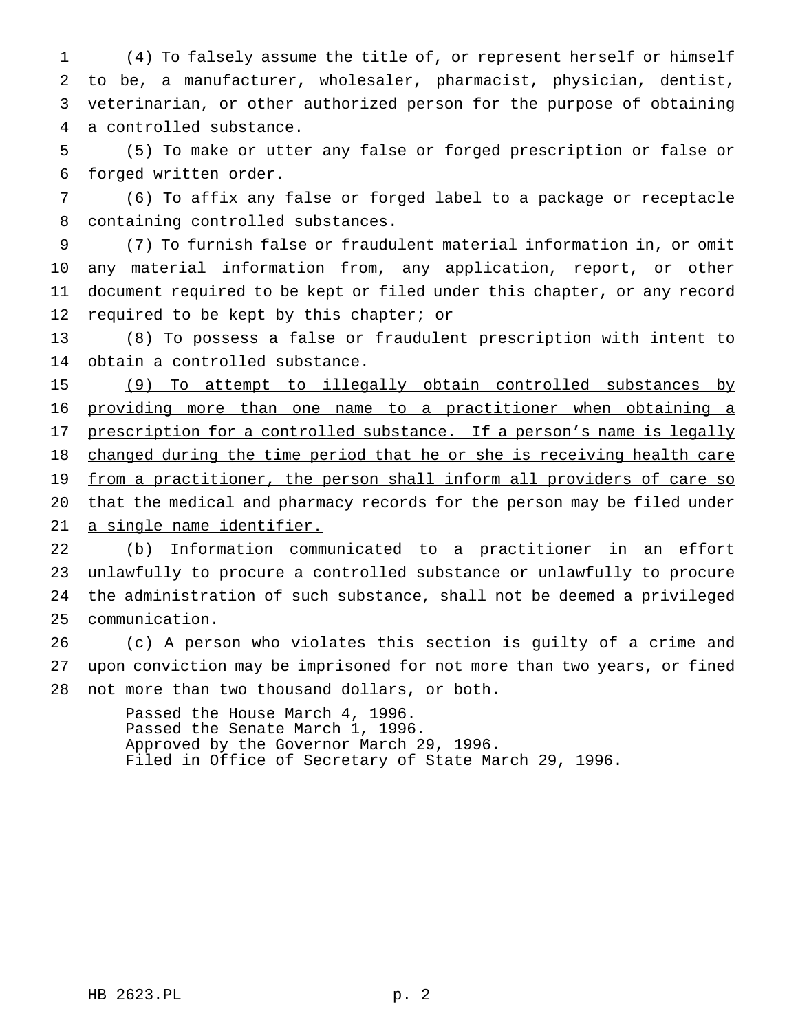(4) To falsely assume the title of, or represent herself or himself to be, a manufacturer, wholesaler, pharmacist, physician, dentist, veterinarian, or other authorized person for the purpose of obtaining a controlled substance.

(5) To make or utter any false or forged prescription or false or forged written order.

(6) To affix any false or forged label to a package or receptacle containing controlled substances.

(7) To furnish false or fraudulent material information in, or omit any material information from, any application, report, or other document required to be kept or filed under this chapter, or any record required to be kept by this chapter; or

(8) To possess a false or fraudulent prescription with intent to obtain a controlled substance.

<u>(9) To attempt to illegally obtain controlled substances by providing more than one name to a practitioner when obtaining a prescription for a controlled substance. If a person's name is legally changed during the time period that he or she is receiving health care from a practitioner, the person shall inform all providers of care so that the medical and pharmacy records for the person may be filed under a single name identifier.</u>

(b) Information communicated to a practitioner in an effort unlawfully to procure a controlled substance or unlawfully to procure the administration of such substance, shall not be deemed a privileged communication.

(c) A person who violates this section is guilty of a crime and upon conviction may be imprisoned for not more than two years, or fined not more than two thousand dollars, or both.

Passed the House March 4, 1996.
Passed the Senate March 1, 1996.
Approved by the Governor March 29, 1996.
Filed in Office of Secretary of State March 29, 1996.